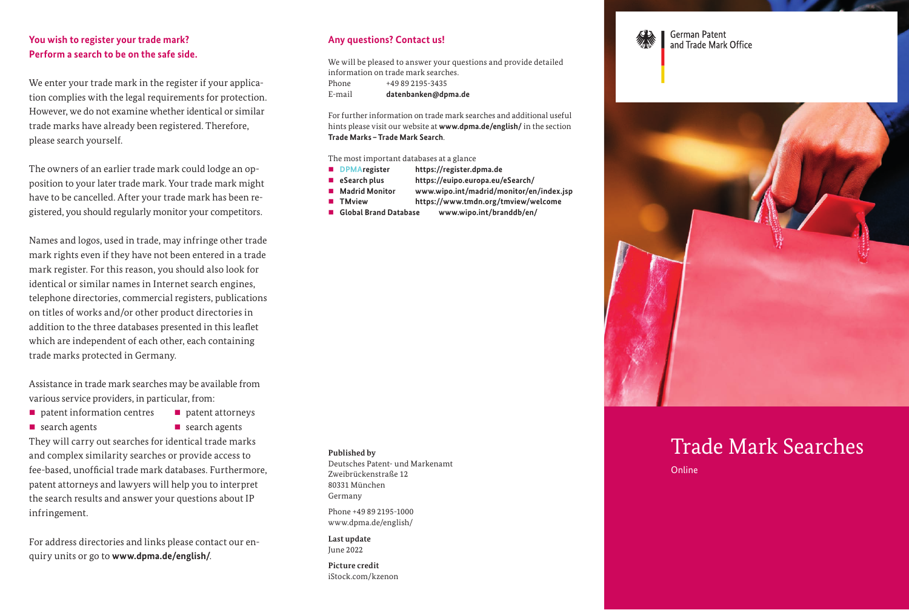## You wish to register your trade mark? Perform a search to be on the safe side.

We enter your trade mark in the register if your application complies with the legal requirements for protection. However, we do not examine whether identical or similar trade marks have already been registered. Therefore, please search yourself.

The owners of an earlier trade mark could lodge an opposition to your later trade mark. Your trade mark might have to be cancelled. After your trade mark has been registered, you should regularly monitor your competitors.

Names and logos, used in trade, may infringe other trade mark rights even if they have not been entered in a trade mark register. For this reason, you should also look for identical or similar names in Internet search engines, telephone directories, commercial registers, publications on titles of works and/or other product directories in addition to the three databases presented in this leaflet which are independent of each other, each containing trade marks protected in Germany.

Assistance in trade mark searches may be available from various service providers, in particular, from:

- patent information centres
- patent attorneys
- search agents
- search agents

They will carry out searches for identical trade marks and complex similarity searches or provide access to fee-based, unofficial trade mark databases. Furthermore, patent attorneys and lawyers will help you to interpret the search results and answer your questions about IP infringement.

For address directories and links please contact our enquiry units or go to **www.dpma.de/english/**.

## Any questions? Contact us!

We will be pleased to answer your questions and provide detailed information on trade mark searches.

Phone +49 89 2195-3435
E-mail **datenbanken@dpma.de**

For further information on trade mark searches and additional useful hints please visit our website at **www.dpma.de/english/** in the section **Trade Marks – Trade Mark Search**.

The most important databases at a glance

- **DPMAregister** **https://register.dpma.de**
- **eSearch plus** **https://euipo.europa.eu/eSearch/**
- **Madrid Monitor** **www.wipo.int/madrid/monitor/en/index.jsp**
- **TMview** **https://www.tmdn.org/tmview/welcome**
- **Global Brand Database** **www.wipo.int/branddb/en/**

**Published by**
Deutsches Patent- und Markenamt
Zweibrückenstraße 12
80331 München
Germany

Phone +49 89 2195-1000
www.dpma.de/english/

**Last update**
June 2022

**Picture credit**
iStock.com/kzenon

German Patent and Trade Mark Office

# Trade Mark Searches

Online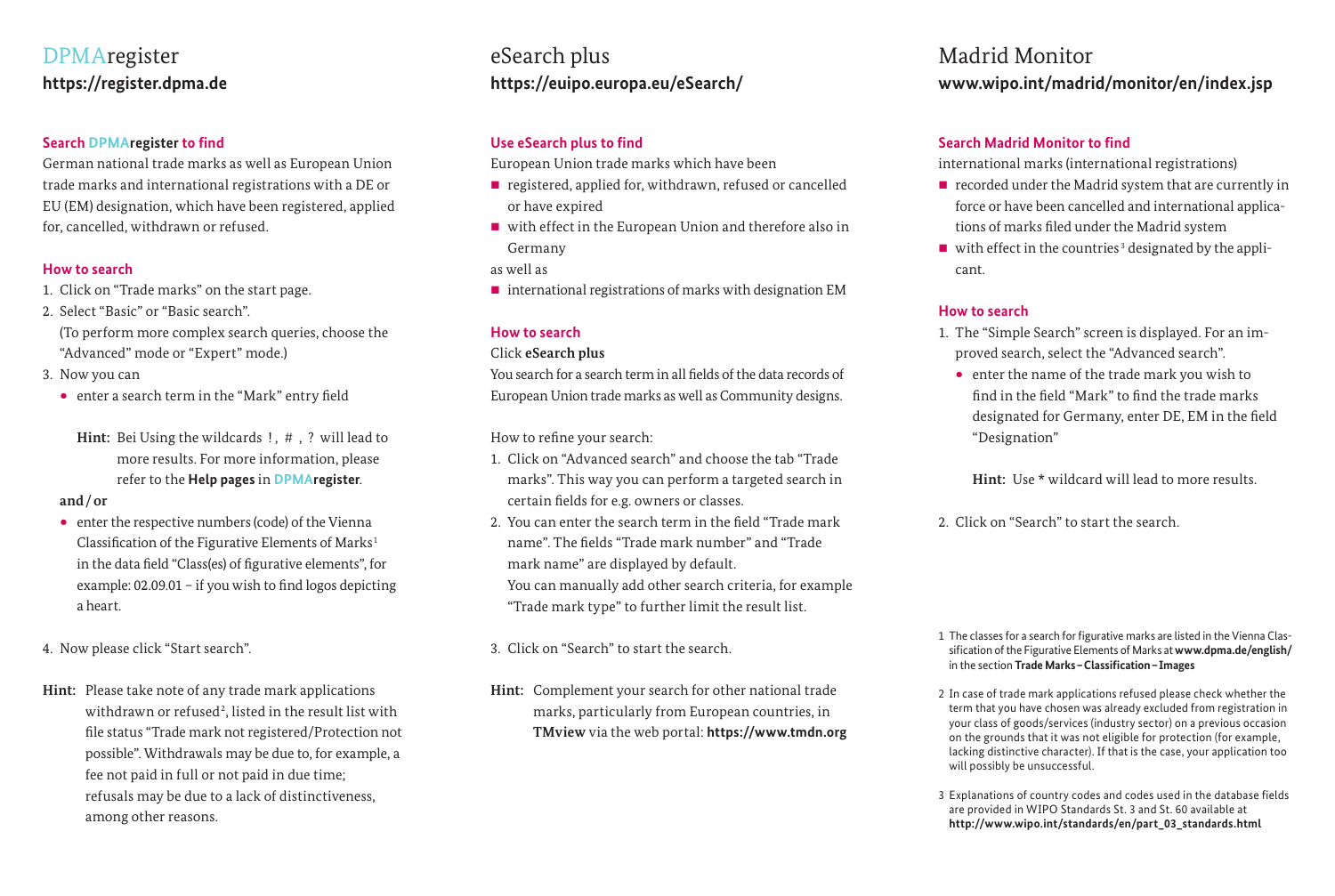## DPMAregister
### https://register.dpma.de

**Search DPMAregister to find**

German national trade marks as well as European Union trade marks and international registrations with a DE or EU (EM) designation, which have been registered, applied for, cancelled, withdrawn or refused.

**How to search**

1. Click on "Trade marks" on the start page.
2. Select "Basic" or "Basic search".
   (To perform more complex search queries, choose the "Advanced" mode or "Expert" mode.)
3. Now you can
   - enter a search term in the "Mark" entry field

     **Hint:** Bei Using the wildcards ! , # , ? will lead to more results. For more information, please refer to the **Help pages** in **DPMAregister**.

   **and / or**
   - enter the respective numbers (code) of the Vienna Classification of the Figurative Elements of Marks[1] in the data field "Class(es) of figurative elements", for example: 02.09.01 – if you wish to find logos depicting a heart.
4. Now please click "Start search".

**Hint:** Please take note of any trade mark applications withdrawn or refused[2], listed in the result list with file status "Trade mark not registered/Protection not possible". Withdrawals may be due to, for example, a fee not paid in full or not paid in due time; refusals may be due to a lack of distinctiveness, among other reasons.

## eSearch plus
### https://euipo.europa.eu/eSearch/

**Use eSearch plus to find**

European Union trade marks which have been

- registered, applied for, withdrawn, refused or cancelled or have expired
- with effect in the European Union and therefore also in Germany

as well as

- international registrations of marks with designation EM

**How to search**

Click **eSearch plus**

You search for a search term in all fields of the data records of European Union trade marks as well as Community designs.

How to refine your search:

1. Click on "Advanced search" and choose the tab "Trade marks". This way you can perform a targeted search in certain fields for e.g. owners or classes.
2. You can enter the search term in the field "Trade mark name". The fields "Trade mark number" and "Trade mark name" are displayed by default.
   You can manually add other search criteria, for example "Trade mark type" to further limit the result list.
3. Click on "Search" to start the search.

**Hint:** Complement your search for other national trade marks, particularly from European countries, in **TMview** via the web portal: **https://www.tmdn.org**

## Madrid Monitor
### www.wipo.int/madrid/monitor/en/index.jsp

**Search Madrid Monitor to find**

international marks (international registrations)

- recorded under the Madrid system that are currently in force or have been cancelled and international applications of marks filed under the Madrid system
- with effect in the countries[3] designated by the applicant.

**How to search**

1. The "Simple Search" screen is displayed. For an improved search, select the "Advanced search".
   - enter the name of the trade mark you wish to find in the field "Mark" to find the trade marks designated for Germany, enter DE, EM in the field "Designation"

     **Hint:** Use * wildcard will lead to more results.
2. Click on "Search" to start the search.

1 The classes for a search for figurative marks are listed in the Vienna Classification of the Figurative Elements of Marks at **www.dpma.de/english/** in the section **Trade Marks – Classification – Images**

2 In case of trade mark applications refused please check whether the term that you have chosen was already excluded from registration in your class of goods/services (industry sector) on a previous occasion on the grounds that it was not eligible for protection (for example, lacking distinctive character). If that is the case, your application too will possibly be unsuccessful.

3 Explanations of country codes and codes used in the database fields are provided in WIPO Standards St. 3 and St. 60 available at **http://www.wipo.int/standards/en/part_03_standards.html**